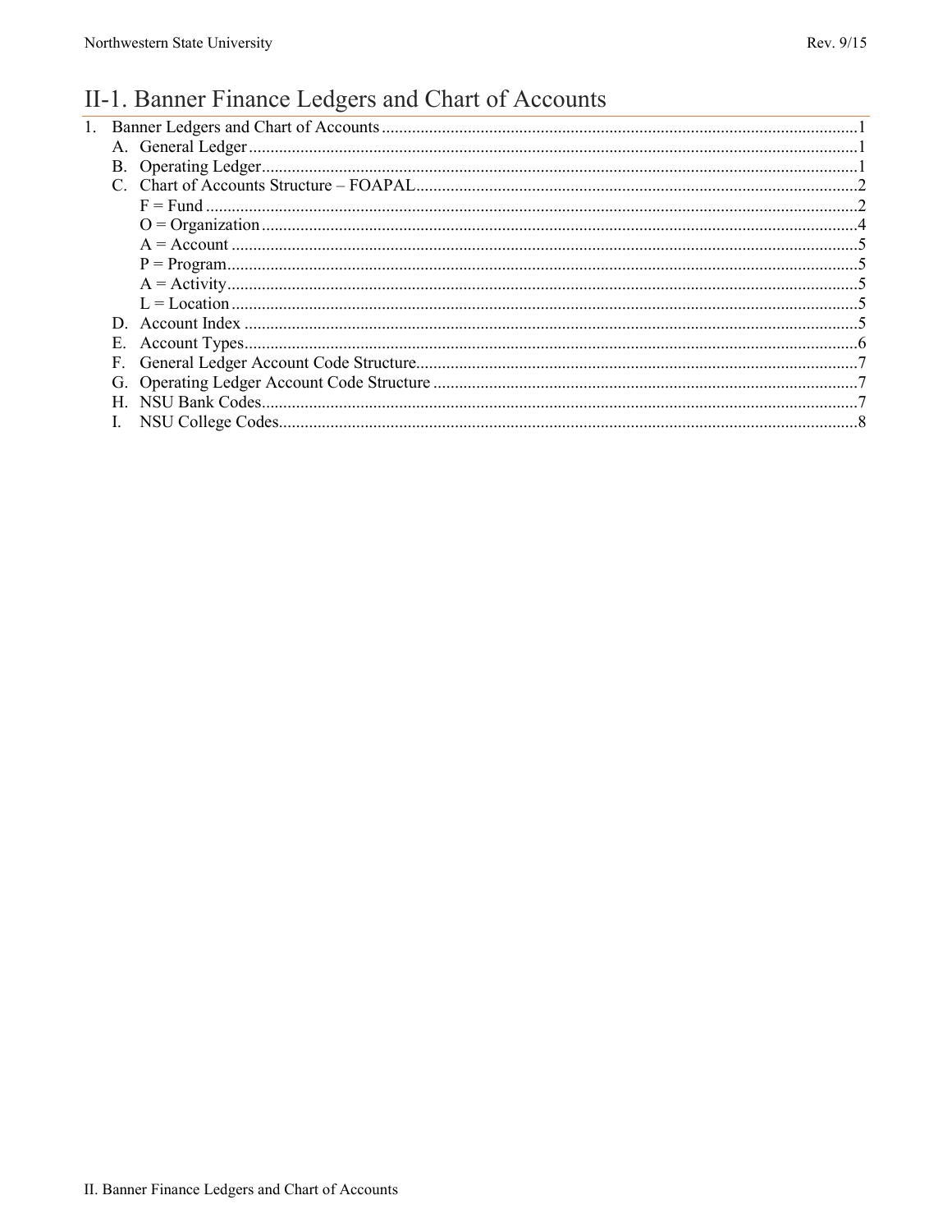# II-1. Banner Finance Ledgers and Chart of Accounts

1. Banner Ledgers and Chart of Accounts ........ 1
   - A. General Ledger ........ 1
   - B. Operating Ledger ........ 1
   - C. Chart of Accounts Structure – FOAPAL ........ 2
     - F = Fund ........ 2
     - O = Organization ........ 4
     - A = Account ........ 5
     - P = Program ........ 5
     - A = Activity ........ 5
     - L = Location ........ 5
   - D. Account Index ........ 5
   - E. Account Types ........ 6
   - F. General Ledger Account Code Structure ........ 7
   - G. Operating Ledger Account Code Structure ........ 7
   - H. NSU Bank Codes ........ 7
   - I. NSU College Codes ........ 8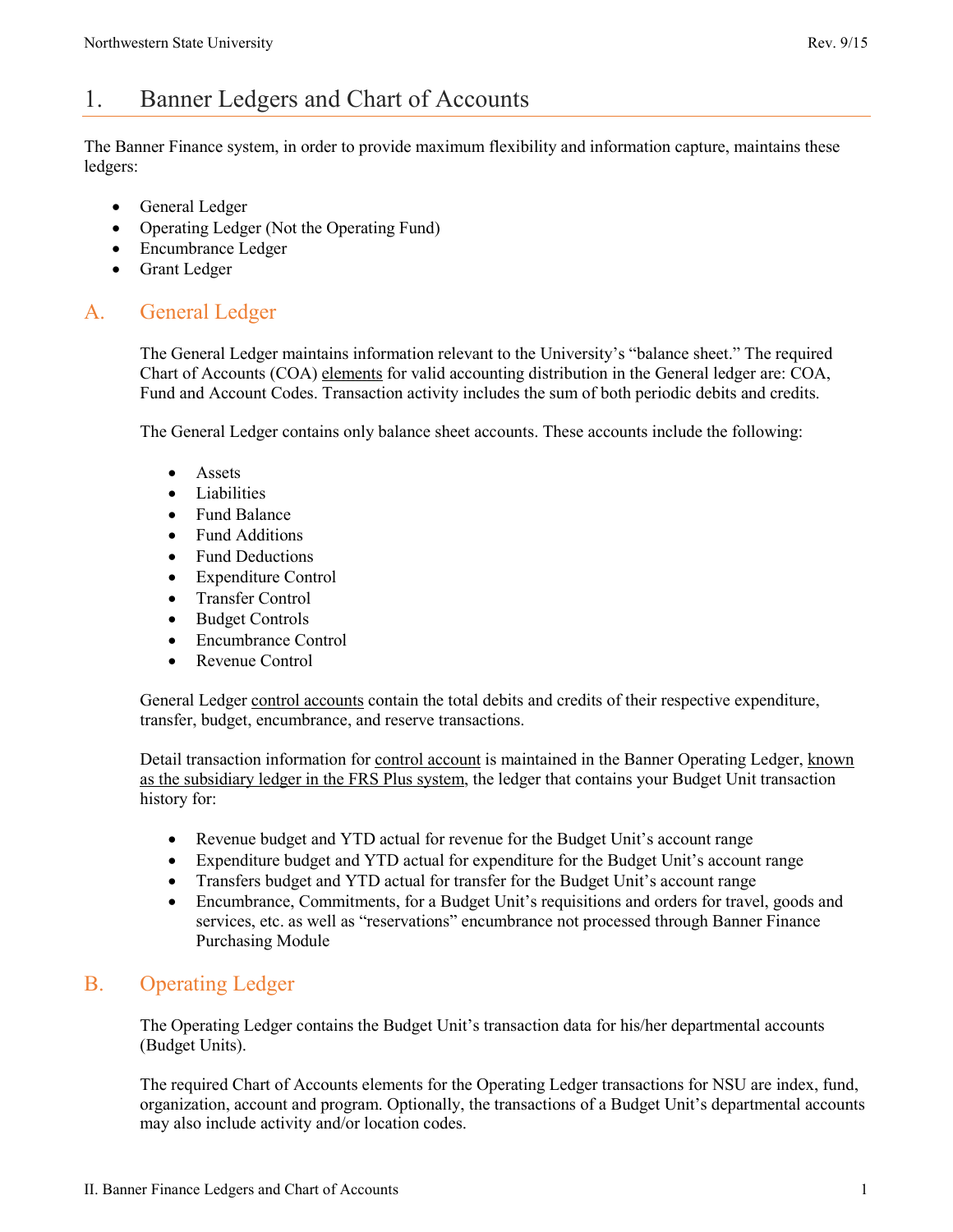# 1. Banner Ledgers and Chart of Accounts

The Banner Finance system, in order to provide maximum flexibility and information capture, maintains these ledgers:

- General Ledger
- Operating Ledger (Not the Operating Fund)
- Encumbrance Ledger
- Grant Ledger

## A. General Ledger

The General Ledger maintains information relevant to the University's "balance sheet." The required Chart of Accounts (COA) elements for valid accounting distribution in the General ledger are: COA, Fund and Account Codes. Transaction activity includes the sum of both periodic debits and credits.

The General Ledger contains only balance sheet accounts. These accounts include the following:

- Assets
- Liabilities
- Fund Balance
- Fund Additions
- Fund Deductions
- Expenditure Control
- Transfer Control
- Budget Controls
- Encumbrance Control
- Revenue Control

General Ledger control accounts contain the total debits and credits of their respective expenditure, transfer, budget, encumbrance, and reserve transactions.

Detail transaction information for control account is maintained in the Banner Operating Ledger, known as the subsidiary ledger in the FRS Plus system, the ledger that contains your Budget Unit transaction history for:

- Revenue budget and YTD actual for revenue for the Budget Unit's account range
- Expenditure budget and YTD actual for expenditure for the Budget Unit's account range
- Transfers budget and YTD actual for transfer for the Budget Unit's account range
- Encumbrance, Commitments, for a Budget Unit's requisitions and orders for travel, goods and services, etc. as well as "reservations" encumbrance not processed through Banner Finance Purchasing Module

## B. Operating Ledger

The Operating Ledger contains the Budget Unit's transaction data for his/her departmental accounts (Budget Units).

The required Chart of Accounts elements for the Operating Ledger transactions for NSU are index, fund, organization, account and program. Optionally, the transactions of a Budget Unit's departmental accounts may also include activity and/or location codes.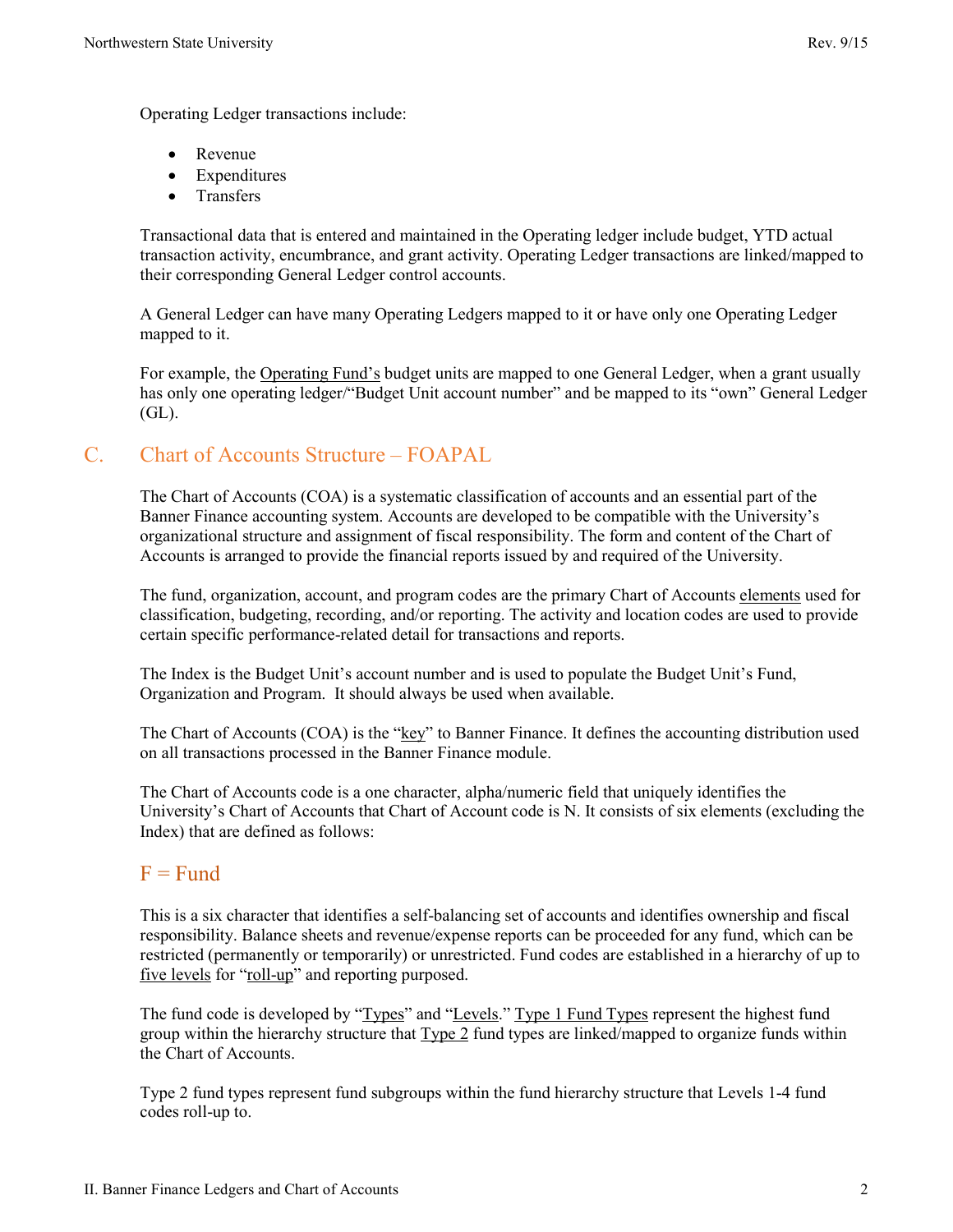Operating Ledger transactions include:

- Revenue
- Expenditures
- Transfers

Transactional data that is entered and maintained in the Operating ledger include budget, YTD actual transaction activity, encumbrance, and grant activity. Operating Ledger transactions are linked/mapped to their corresponding General Ledger control accounts.

A General Ledger can have many Operating Ledgers mapped to it or have only one Operating Ledger mapped to it.

For example, the Operating Fund's budget units are mapped to one General Ledger, when a grant usually has only one operating ledger/"Budget Unit account number" and be mapped to its "own" General Ledger (GL).

## C. Chart of Accounts Structure – FOAPAL

The Chart of Accounts (COA) is a systematic classification of accounts and an essential part of the Banner Finance accounting system. Accounts are developed to be compatible with the University's organizational structure and assignment of fiscal responsibility. The form and content of the Chart of Accounts is arranged to provide the financial reports issued by and required of the University.

The fund, organization, account, and program codes are the primary Chart of Accounts elements used for classification, budgeting, recording, and/or reporting. The activity and location codes are used to provide certain specific performance-related detail for transactions and reports.

The Index is the Budget Unit's account number and is used to populate the Budget Unit's Fund, Organization and Program. It should always be used when available.

The Chart of Accounts (COA) is the "key" to Banner Finance. It defines the accounting distribution used on all transactions processed in the Banner Finance module.

The Chart of Accounts code is a one character, alpha/numeric field that uniquely identifies the University's Chart of Accounts that Chart of Account code is N. It consists of six elements (excluding the Index) that are defined as follows:

### F = Fund

This is a six character that identifies a self-balancing set of accounts and identifies ownership and fiscal responsibility. Balance sheets and revenue/expense reports can be proceeded for any fund, which can be restricted (permanently or temporarily) or unrestricted. Fund codes are established in a hierarchy of up to five levels for "roll-up" and reporting purposed.

The fund code is developed by "Types" and "Levels." Type 1 Fund Types represent the highest fund group within the hierarchy structure that Type 2 fund types are linked/mapped to organize funds within the Chart of Accounts.

Type 2 fund types represent fund subgroups within the fund hierarchy structure that Levels 1-4 fund codes roll-up to.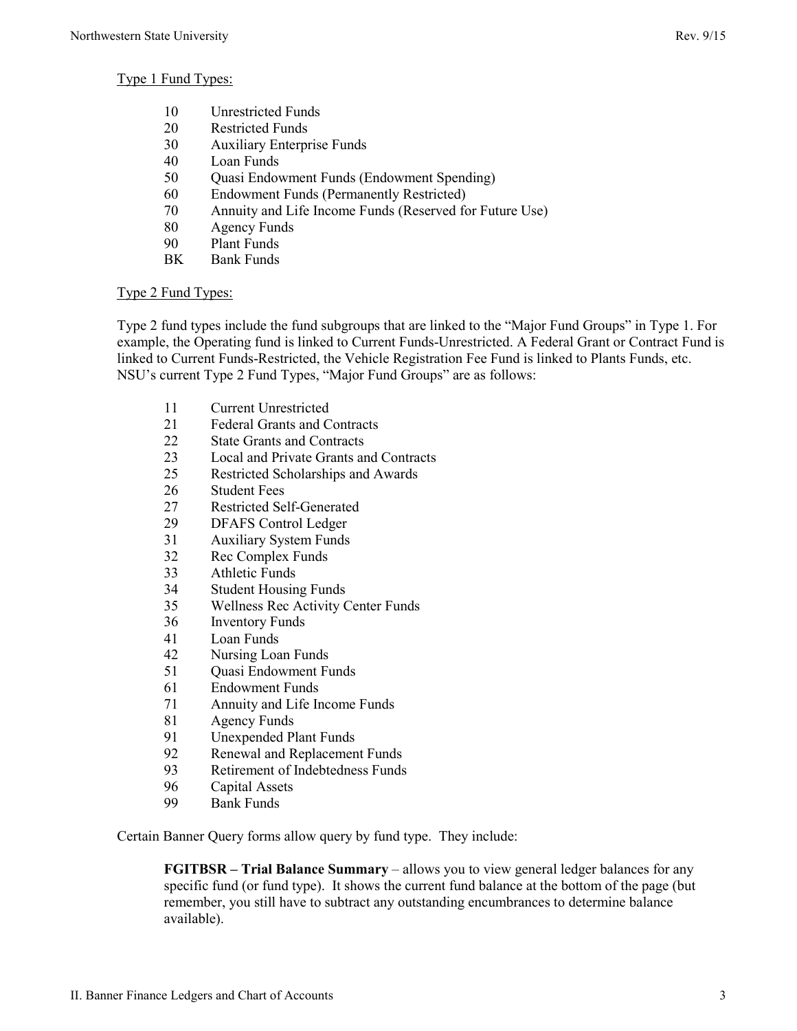Type 1 Fund Types:

- 10 Unrestricted Funds
- 20 Restricted Funds
- 30 Auxiliary Enterprise Funds
- 40 Loan Funds
- 50 Quasi Endowment Funds (Endowment Spending)
- 60 Endowment Funds (Permanently Restricted)
- 70 Annuity and Life Income Funds (Reserved for Future Use)
- 80 Agency Funds
- 90 Plant Funds
- BK Bank Funds

Type 2 Fund Types:

Type 2 fund types include the fund subgroups that are linked to the "Major Fund Groups" in Type 1. For example, the Operating fund is linked to Current Funds-Unrestricted. A Federal Grant or Contract Fund is linked to Current Funds-Restricted, the Vehicle Registration Fee Fund is linked to Plants Funds, etc. NSU's current Type 2 Fund Types, "Major Fund Groups" are as follows:

- 11 Current Unrestricted
- 21 Federal Grants and Contracts
- 22 State Grants and Contracts
- 23 Local and Private Grants and Contracts
- 25 Restricted Scholarships and Awards
- 26 Student Fees
- 27 Restricted Self-Generated
- 29 DFAFS Control Ledger
- 31 Auxiliary System Funds
- 32 Rec Complex Funds
- 33 Athletic Funds
- 34 Student Housing Funds
- 35 Wellness Rec Activity Center Funds
- 36 Inventory Funds
- 41 Loan Funds
- 42 Nursing Loan Funds
- 51 Quasi Endowment Funds
- 61 Endowment Funds
- 71 Annuity and Life Income Funds
- 81 Agency Funds
- 91 Unexpended Plant Funds
- 92 Renewal and Replacement Funds
- 93 Retirement of Indebtedness Funds
- 96 Capital Assets
- 99 Bank Funds

Certain Banner Query forms allow query by fund type. They include:

> **FGITBSR – Trial Balance Summary** – allows you to view general ledger balances for any specific fund (or fund type). It shows the current fund balance at the bottom of the page (but remember, you still have to subtract any outstanding encumbrances to determine balance available).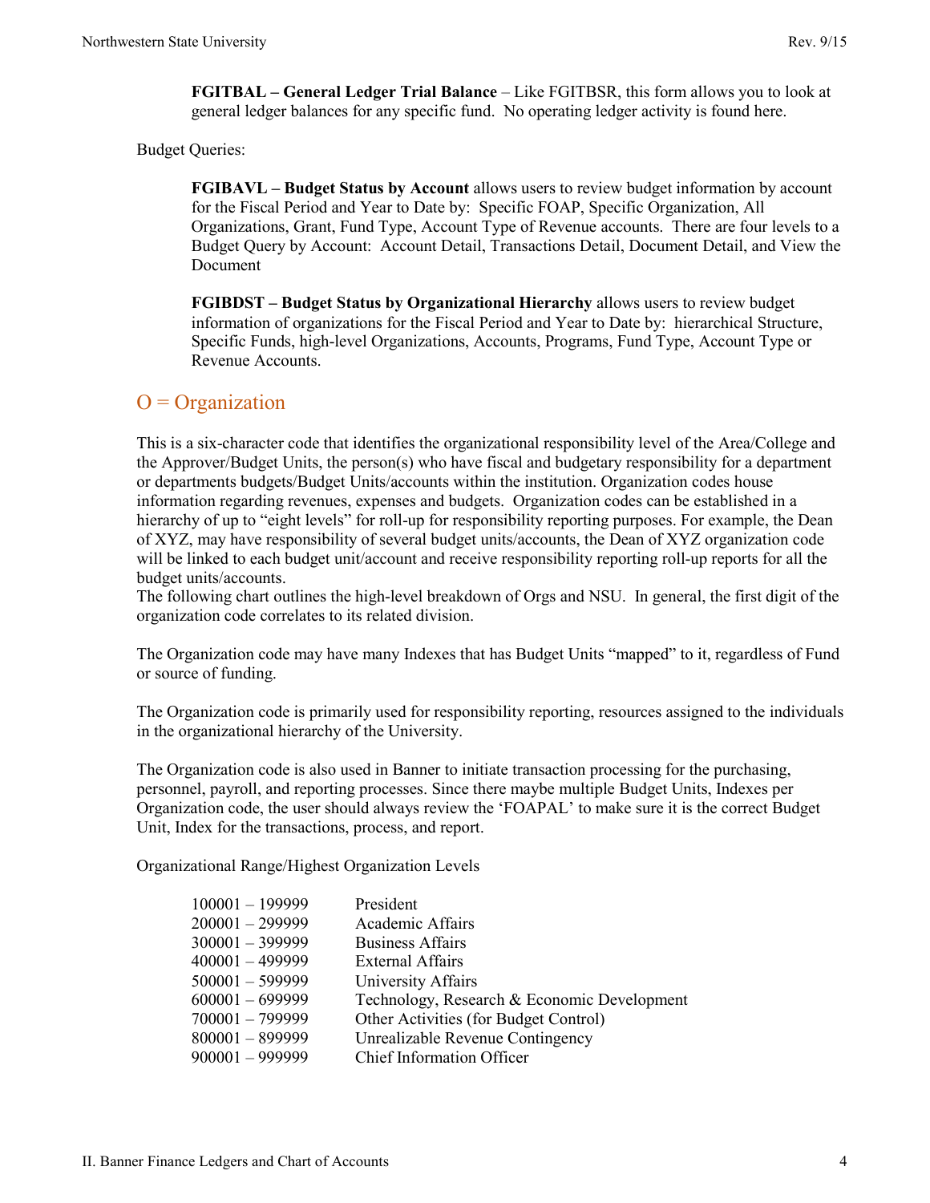**FGITBAL – General Ledger Trial Balance** – Like FGITBSR, this form allows you to look at general ledger balances for any specific fund. No operating ledger activity is found here.

Budget Queries:

**FGIBAVL – Budget Status by Account** allows users to review budget information by account for the Fiscal Period and Year to Date by: Specific FOAP, Specific Organization, All Organizations, Grant, Fund Type, Account Type of Revenue accounts. There are four levels to a Budget Query by Account: Account Detail, Transactions Detail, Document Detail, and View the Document

**FGIBDST – Budget Status by Organizational Hierarchy** allows users to review budget information of organizations for the Fiscal Period and Year to Date by: hierarchical Structure, Specific Funds, high-level Organizations, Accounts, Programs, Fund Type, Account Type or Revenue Accounts.

## O = Organization

This is a six-character code that identifies the organizational responsibility level of the Area/College and the Approver/Budget Units, the person(s) who have fiscal and budgetary responsibility for a department or departments budgets/Budget Units/accounts within the institution. Organization codes house information regarding revenues, expenses and budgets. Organization codes can be established in a hierarchy of up to "eight levels" for roll-up for responsibility reporting purposes. For example, the Dean of XYZ, may have responsibility of several budget units/accounts, the Dean of XYZ organization code will be linked to each budget unit/account and receive responsibility reporting roll-up reports for all the budget units/accounts.
The following chart outlines the high-level breakdown of Orgs and NSU. In general, the first digit of the organization code correlates to its related division.

The Organization code may have many Indexes that has Budget Units "mapped" to it, regardless of Fund or source of funding.

The Organization code is primarily used for responsibility reporting, resources assigned to the individuals in the organizational hierarchy of the University.

The Organization code is also used in Banner to initiate transaction processing for the purchasing, personnel, payroll, and reporting processes. Since there maybe multiple Budget Units, Indexes per Organization code, the user should always review the 'FOAPAL' to make sure it is the correct Budget Unit, Index for the transactions, process, and report.

Organizational Range/Highest Organization Levels

| | |
|---|---|
| 100001 – 199999 | President |
| 200001 – 299999 | Academic Affairs |
| 300001 – 399999 | Business Affairs |
| 400001 – 499999 | External Affairs |
| 500001 – 599999 | University Affairs |
| 600001 – 699999 | Technology, Research & Economic Development |
| 700001 – 799999 | Other Activities (for Budget Control) |
| 800001 – 899999 | Unrealizable Revenue Contingency |
| 900001 – 999999 | Chief Information Officer |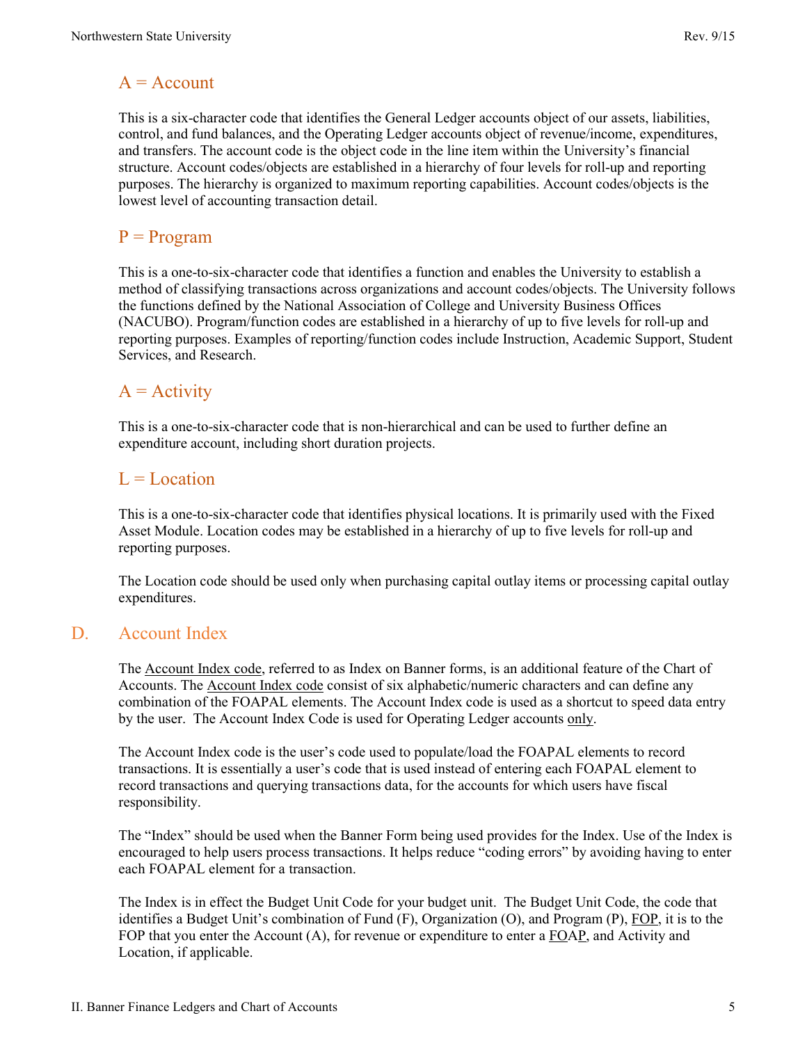### A = Account

This is a six-character code that identifies the General Ledger accounts object of our assets, liabilities, control, and fund balances, and the Operating Ledger accounts object of revenue/income, expenditures, and transfers. The account code is the object code in the line item within the University's financial structure. Account codes/objects are established in a hierarchy of four levels for roll-up and reporting purposes. The hierarchy is organized to maximum reporting capabilities. Account codes/objects is the lowest level of accounting transaction detail.

### P = Program

This is a one-to-six-character code that identifies a function and enables the University to establish a method of classifying transactions across organizations and account codes/objects. The University follows the functions defined by the National Association of College and University Business Offices (NACUBO). Program/function codes are established in a hierarchy of up to five levels for roll-up and reporting purposes. Examples of reporting/function codes include Instruction, Academic Support, Student Services, and Research.

### A = Activity

This is a one-to-six-character code that is non-hierarchical and can be used to further define an expenditure account, including short duration projects.

### L = Location

This is a one-to-six-character code that identifies physical locations. It is primarily used with the Fixed Asset Module. Location codes may be established in a hierarchy of up to five levels for roll-up and reporting purposes.

The Location code should be used only when purchasing capital outlay items or processing capital outlay expenditures.

## D. Account Index

The <u>Account Index code</u>, referred to as Index on Banner forms, is an additional feature of the Chart of Accounts. The <u>Account Index code</u> consist of six alphabetic/numeric characters and can define any combination of the FOAPAL elements. The Account Index code is used as a shortcut to speed data entry by the user. The Account Index Code is used for Operating Ledger accounts <u>only</u>.

The Account Index code is the user's code used to populate/load the FOAPAL elements to record transactions. It is essentially a user's code that is used instead of entering each FOAPAL element to record transactions and querying transactions data, for the accounts for which users have fiscal responsibility.

The "Index" should be used when the Banner Form being used provides for the Index. Use of the Index is encouraged to help users process transactions. It helps reduce "coding errors" by avoiding having to enter each FOAPAL element for a transaction.

The Index is in effect the Budget Unit Code for your budget unit. The Budget Unit Code, the code that identifies a Budget Unit's combination of Fund (F), Organization (O), and Program (P), <u>FOP</u>, it is to the FOP that you enter the Account (A), for revenue or expenditure to enter a <u>FO</u>A<u>P</u>, and Activity and Location, if applicable.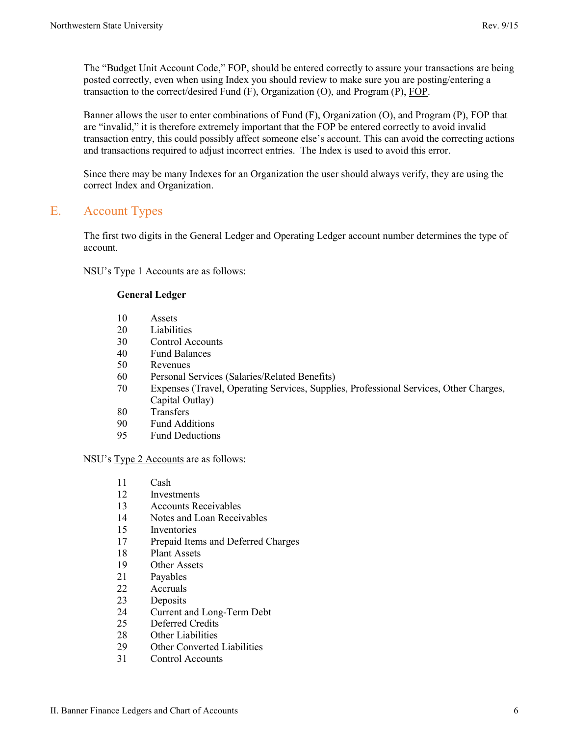The "Budget Unit Account Code," FOP, should be entered correctly to assure your transactions are being posted correctly, even when using Index you should review to make sure you are posting/entering a transaction to the correct/desired Fund (F), Organization (O), and Program (P), FOP.

Banner allows the user to enter combinations of Fund (F), Organization (O), and Program (P), FOP that are "invalid," it is therefore extremely important that the FOP be entered correctly to avoid invalid transaction entry, this could possibly affect someone else's account. This can avoid the correcting actions and transactions required to adjust incorrect entries. The Index is used to avoid this error.

Since there may be many Indexes for an Organization the user should always verify, they are using the correct Index and Organization.

## E. Account Types

The first two digits in the General Ledger and Operating Ledger account number determines the type of account.

NSU's Type 1 Accounts are as follows:

**General Ledger**

| | |
|---|---|
| 10 | Assets |
| 20 | Liabilities |
| 30 | Control Accounts |
| 40 | Fund Balances |
| 50 | Revenues |
| 60 | Personal Services (Salaries/Related Benefits) |
| 70 | Expenses (Travel, Operating Services, Supplies, Professional Services, Other Charges, Capital Outlay) |
| 80 | Transfers |
| 90 | Fund Additions |
| 95 | Fund Deductions |

NSU's Type 2 Accounts are as follows:

| | |
|---|---|
| 11 | Cash |
| 12 | Investments |
| 13 | Accounts Receivables |
| 14 | Notes and Loan Receivables |
| 15 | Inventories |
| 17 | Prepaid Items and Deferred Charges |
| 18 | Plant Assets |
| 19 | Other Assets |
| 21 | Payables |
| 22 | Accruals |
| 23 | Deposits |
| 24 | Current and Long-Term Debt |
| 25 | Deferred Credits |
| 28 | Other Liabilities |
| 29 | Other Converted Liabilities |
| 31 | Control Accounts |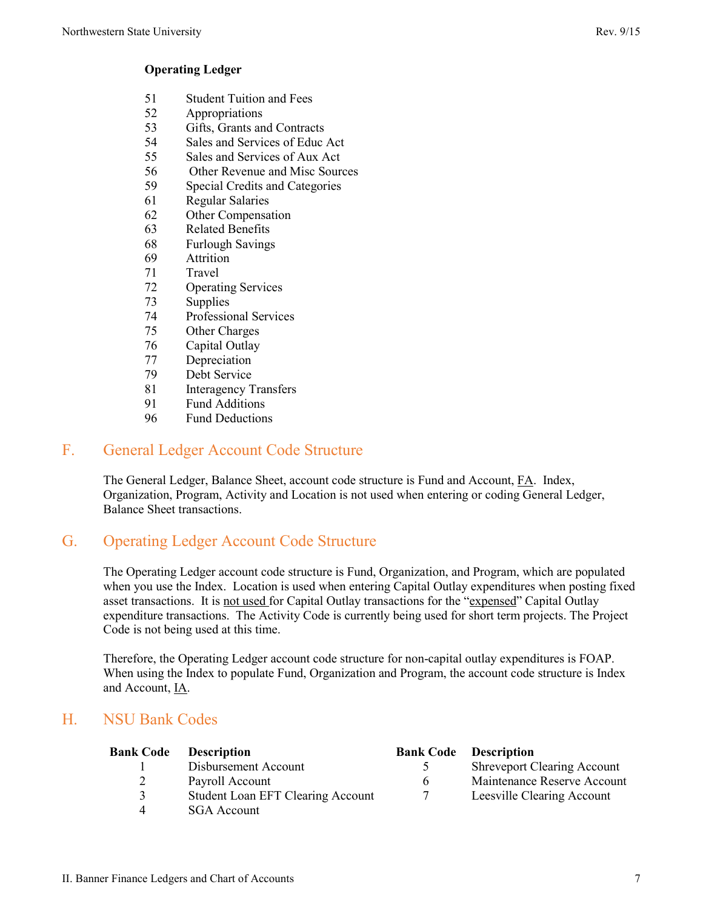**Operating Ledger**

| | |
|---|---|
| 51 | Student Tuition and Fees |
| 52 | Appropriations |
| 53 | Gifts, Grants and Contracts |
| 54 | Sales and Services of Educ Act |
| 55 | Sales and Services of Aux Act |
| 56 | Other Revenue and Misc Sources |
| 59 | Special Credits and Categories |
| 61 | Regular Salaries |
| 62 | Other Compensation |
| 63 | Related Benefits |
| 68 | Furlough Savings |
| 69 | Attrition |
| 71 | Travel |
| 72 | Operating Services |
| 73 | Supplies |
| 74 | Professional Services |
| 75 | Other Charges |
| 76 | Capital Outlay |
| 77 | Depreciation |
| 79 | Debt Service |
| 81 | Interagency Transfers |
| 91 | Fund Additions |
| 96 | Fund Deductions |

## F. General Ledger Account Code Structure

The General Ledger, Balance Sheet, account code structure is Fund and Account, FA. Index, Organization, Program, Activity and Location is not used when entering or coding General Ledger, Balance Sheet transactions.

## G. Operating Ledger Account Code Structure

The Operating Ledger account code structure is Fund, Organization, and Program, which are populated when you use the Index. Location is used when entering Capital Outlay expenditures when posting fixed asset transactions. It is not used for Capital Outlay transactions for the "expensed" Capital Outlay expenditure transactions. The Activity Code is currently being used for short term projects. The Project Code is not being used at this time.

Therefore, the Operating Ledger account code structure for non-capital outlay expenditures is FOAP. When using the Index to populate Fund, Organization and Program, the account code structure is Index and Account, IA.

## H. NSU Bank Codes

| Bank Code | Description | Bank Code | Description |
|---|---|---|---|
| 1 | Disbursement Account | 5 | Shreveport Clearing Account |
| 2 | Payroll Account | 6 | Maintenance Reserve Account |
| 3 | Student Loan EFT Clearing Account | 7 | Leesville Clearing Account |
| 4 | SGA Account | | |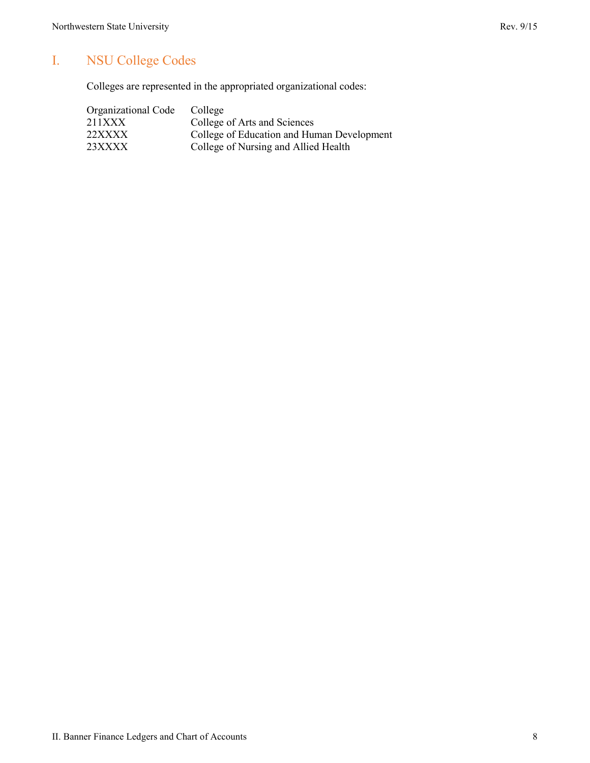## I. NSU College Codes

Colleges are represented in the appropriated organizational codes:

| Organizational Code | College |
|---|---|
| 211XXX | College of Arts and Sciences |
| 22XXXX | College of Education and Human Development |
| 23XXXX | College of Nursing and Allied Health |